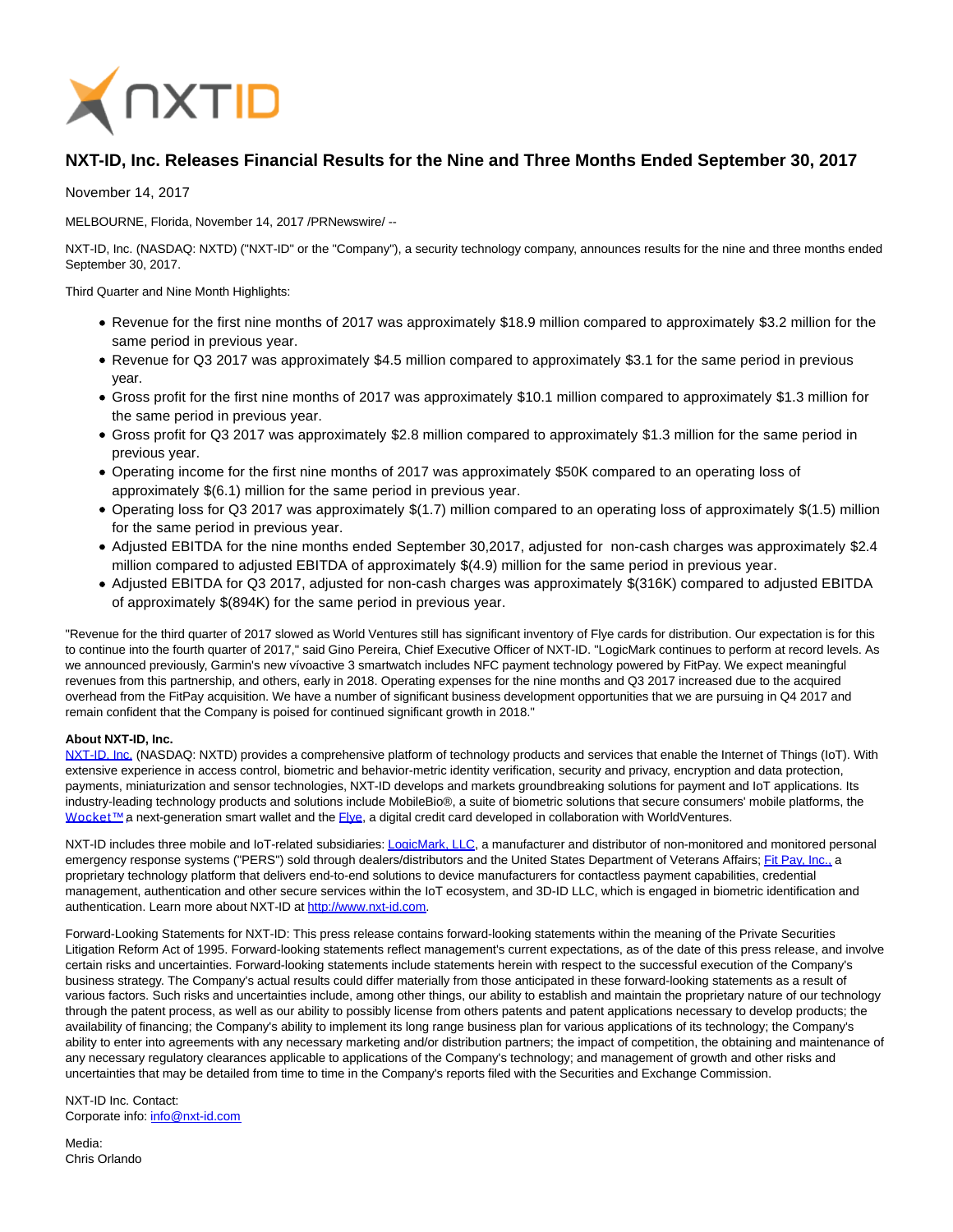# NXT-ID, Inc. Releases Financial Results for the Nine and Three Months Ended September 30, 2017

November 14, 2017

MELBOURNE, Florida, November 14, 2017 /PRNewswire/ --

NXT-ID, Inc. (NASDAQ: NXTD) ("NXT-ID" or the "Company"), a security technology company, announces results for the nine and three months ended September 30, 2017.

Third Quarter and Nine Month Highlights:

- Revenue for the first nine months of 2017 was approximately $18.9 million compared to approximately $3.2 million for the same period in previous year.
- Revenue for Q3 2017 was approximately $4.5 million compared to approximately $3.1 for the same period in previous year.
- Gross profit for the first nine months of 2017 was approximately $10.1 million compared to approximately $1.3 million for the same period in previous year.
- Gross profit for Q3 2017 was approximately $2.8 million compared to approximately $1.3 million for the same period in previous year.
- Operating income for the first nine months of 2017 was approximately $50K compared to an operating loss of approximately $(6.1) million for the same period in previous year.
- Operating loss for Q3 2017 was approximately $(1.7) million compared to an operating loss of approximately $(1.5) million for the same period in previous year.
- Adjusted EBITDA for the nine months ended September 30,2017, adjusted for non-cash charges was approximately $2.4 million compared to adjusted EBITDA of approximately $(4.9) million for the same period in previous year.
- Adjusted EBITDA for Q3 2017, adjusted for non-cash charges was approximately $(316K) compared to adjusted EBITDA of approximately $(894K) for the same period in previous year.

"Revenue for the third quarter of 2017 slowed as World Ventures still has significant inventory of Flye cards for distribution. Our expectation is for this to continue into the fourth quarter of 2017," said Gino Pereira, Chief Executive Officer of NXT-ID. "LogicMark continues to perform at record levels. As we announced previously, Garmin's new vívoactive 3 smartwatch includes NFC payment technology powered by FitPay. We expect meaningful revenues from this partnership, and others, early in 2018. Operating expenses for the nine months and Q3 2017 increased due to the acquired overhead from the FitPay acquisition. We have a number of significant business development opportunities that we are pursuing in Q4 2017 and remain confident that the Company is poised for continued significant growth in 2018."

**About NXT-ID, Inc.**

NXT-ID, Inc. (NASDAQ: NXTD) provides a comprehensive platform of technology products and services that enable the Internet of Things (IoT). With extensive experience in access control, biometric and behavior-metric identity verification, security and privacy, encryption and data protection, payments, miniaturization and sensor technologies, NXT-ID develops and markets groundbreaking solutions for payment and IoT applications. Its industry-leading technology products and solutions include MobileBio®, a suite of biometric solutions that secure consumers' mobile platforms, the Wocket™ a next-generation smart wallet and the Flye, a digital credit card developed in collaboration with WorldVentures.

NXT-ID includes three mobile and IoT-related subsidiaries: LogicMark, LLC, a manufacturer and distributor of non-monitored and monitored personal emergency response systems ("PERS") sold through dealers/distributors and the United States Department of Veterans Affairs; Fit Pay, Inc., a proprietary technology platform that delivers end-to-end solutions to device manufacturers for contactless payment capabilities, credential management, authentication and other secure services within the IoT ecosystem, and 3D-ID LLC, which is engaged in biometric identification and authentication. Learn more about NXT-ID at http://www.nxt-id.com.

Forward-Looking Statements for NXT-ID: This press release contains forward-looking statements within the meaning of the Private Securities Litigation Reform Act of 1995. Forward-looking statements reflect management's current expectations, as of the date of this press release, and involve certain risks and uncertainties. Forward-looking statements include statements herein with respect to the successful execution of the Company's business strategy. The Company's actual results could differ materially from those anticipated in these forward-looking statements as a result of various factors. Such risks and uncertainties include, among other things, our ability to establish and maintain the proprietary nature of our technology through the patent process, as well as our ability to possibly license from others patents and patent applications necessary to develop products; the availability of financing; the Company's ability to implement its long range business plan for various applications of its technology; the Company's ability to enter into agreements with any necessary marketing and/or distribution partners; the impact of competition, the obtaining and maintenance of any necessary regulatory clearances applicable to applications of the Company's technology; and management of growth and other risks and uncertainties that may be detailed from time to time in the Company's reports filed with the Securities and Exchange Commission.

NXT-ID Inc. Contact:
Corporate info: info@nxt-id.com

Media:
Chris Orlando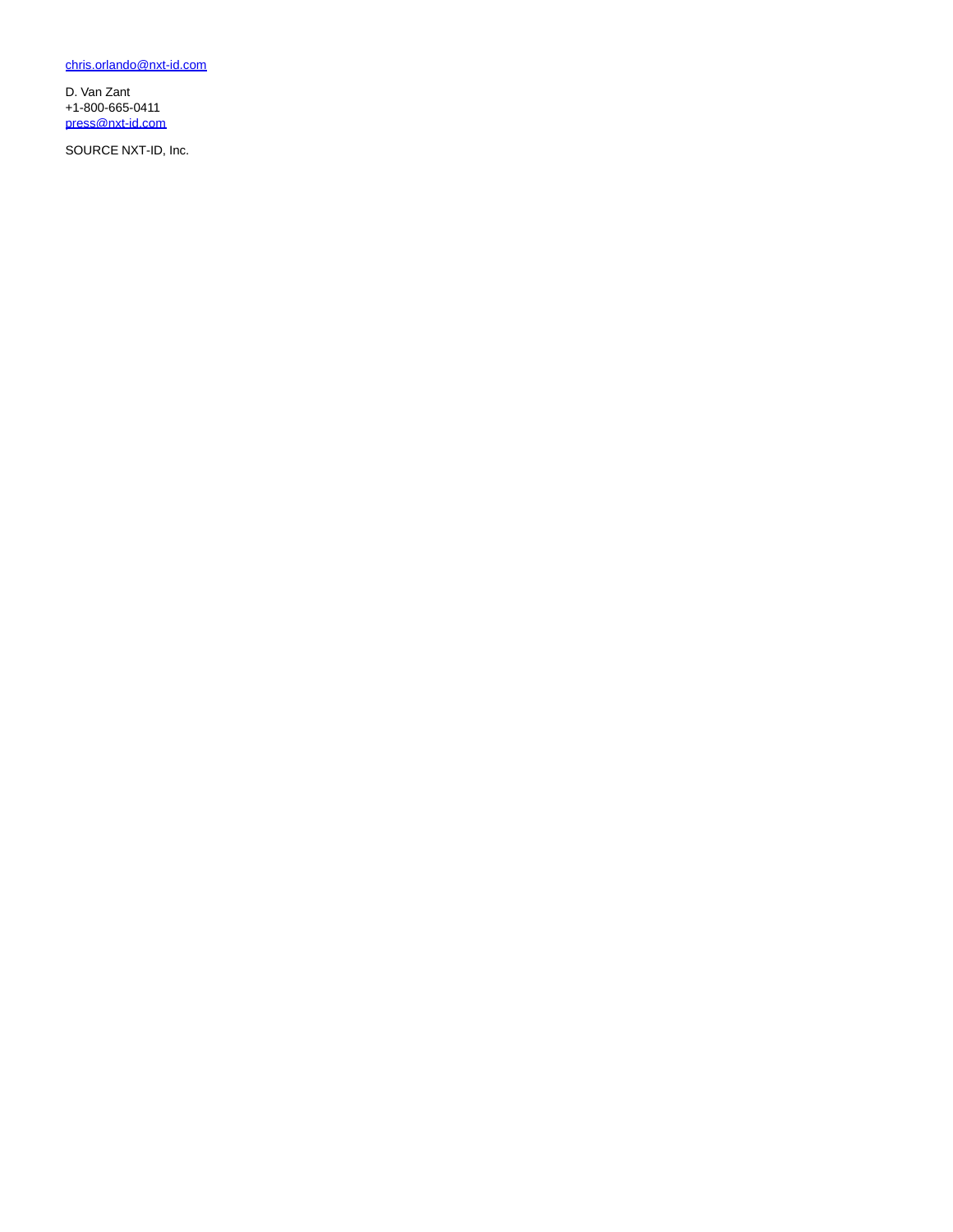chris.orlando@nxt-id.com

D. Van Zant
+1-800-665-0411
press@nxt-id.com

SOURCE NXT-ID, Inc.